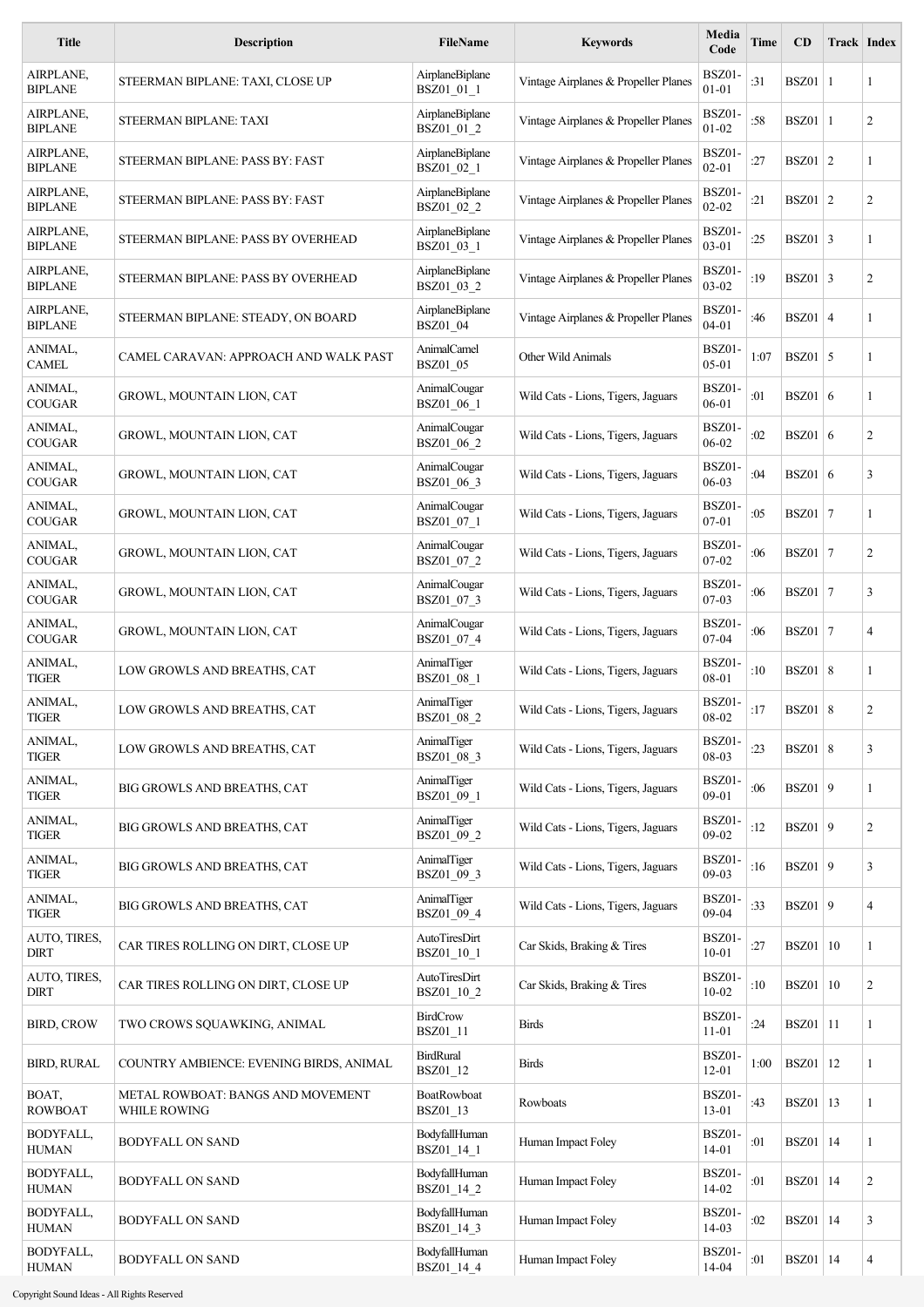| Title | Description | FileName | Keywords | Media Code | Time | CD | Track | Index |
|---|---|---|---|---|---|---|---|---|
| AIRPLANE, BIPLANE | STEERMAN BIPLANE: TAXI, CLOSE UP | AirplaneBiplane BSZ01_01_1 | Vintage Airplanes & Propeller Planes | BSZ01-01-01 | :31 | BSZ01 | 1 | 1 |
| AIRPLANE, BIPLANE | STEERMAN BIPLANE: TAXI | AirplaneBiplane BSZ01_01_2 | Vintage Airplanes & Propeller Planes | BSZ01-01-02 | :58 | BSZ01 | 1 | 2 |
| AIRPLANE, BIPLANE | STEERMAN BIPLANE: PASS BY: FAST | AirplaneBiplane BSZ01_02_1 | Vintage Airplanes & Propeller Planes | BSZ01-02-01 | :27 | BSZ01 | 2 | 1 |
| AIRPLANE, BIPLANE | STEERMAN BIPLANE: PASS BY: FAST | AirplaneBiplane BSZ01_02_2 | Vintage Airplanes & Propeller Planes | BSZ01-02-02 | :21 | BSZ01 | 2 | 2 |
| AIRPLANE, BIPLANE | STEERMAN BIPLANE: PASS BY OVERHEAD | AirplaneBiplane BSZ01_03_1 | Vintage Airplanes & Propeller Planes | BSZ01-03-01 | :25 | BSZ01 | 3 | 1 |
| AIRPLANE, BIPLANE | STEERMAN BIPLANE: PASS BY OVERHEAD | AirplaneBiplane BSZ01_03_2 | Vintage Airplanes & Propeller Planes | BSZ01-03-02 | :19 | BSZ01 | 3 | 2 |
| AIRPLANE, BIPLANE | STEERMAN BIPLANE: STEADY, ON BOARD | AirplaneBiplane BSZ01_04 | Vintage Airplanes & Propeller Planes | BSZ01-04-01 | :46 | BSZ01 | 4 | 1 |
| ANIMAL, CAMEL | CAMEL CARAVAN: APPROACH AND WALK PAST | AnimalCamel BSZ01_05 | Other Wild Animals | BSZ01-05-01 | 1:07 | BSZ01 | 5 | 1 |
| ANIMAL, COUGAR | GROWL, MOUNTAIN LION, CAT | AnimalCougar BSZ01_06_1 | Wild Cats - Lions, Tigers, Jaguars | BSZ01-06-01 | :01 | BSZ01 | 6 | 1 |
| ANIMAL, COUGAR | GROWL, MOUNTAIN LION, CAT | AnimalCougar BSZ01_06_2 | Wild Cats - Lions, Tigers, Jaguars | BSZ01-06-02 | :02 | BSZ01 | 6 | 2 |
| ANIMAL, COUGAR | GROWL, MOUNTAIN LION, CAT | AnimalCougar BSZ01_06_3 | Wild Cats - Lions, Tigers, Jaguars | BSZ01-06-03 | :04 | BSZ01 | 6 | 3 |
| ANIMAL, COUGAR | GROWL, MOUNTAIN LION, CAT | AnimalCougar BSZ01_07_1 | Wild Cats - Lions, Tigers, Jaguars | BSZ01-07-01 | :05 | BSZ01 | 7 | 1 |
| ANIMAL, COUGAR | GROWL, MOUNTAIN LION, CAT | AnimalCougar BSZ01_07_2 | Wild Cats - Lions, Tigers, Jaguars | BSZ01-07-02 | :06 | BSZ01 | 7 | 2 |
| ANIMAL, COUGAR | GROWL, MOUNTAIN LION, CAT | AnimalCougar BSZ01_07_3 | Wild Cats - Lions, Tigers, Jaguars | BSZ01-07-03 | :06 | BSZ01 | 7 | 3 |
| ANIMAL, COUGAR | GROWL, MOUNTAIN LION, CAT | AnimalCougar BSZ01_07_4 | Wild Cats - Lions, Tigers, Jaguars | BSZ01-07-04 | :06 | BSZ01 | 7 | 4 |
| ANIMAL, TIGER | LOW GROWLS AND BREATHS, CAT | AnimalTiger BSZ01_08_1 | Wild Cats - Lions, Tigers, Jaguars | BSZ01-08-01 | :10 | BSZ01 | 8 | 1 |
| ANIMAL, TIGER | LOW GROWLS AND BREATHS, CAT | AnimalTiger BSZ01_08_2 | Wild Cats - Lions, Tigers, Jaguars | BSZ01-08-02 | :17 | BSZ01 | 8 | 2 |
| ANIMAL, TIGER | LOW GROWLS AND BREATHS, CAT | AnimalTiger BSZ01_08_3 | Wild Cats - Lions, Tigers, Jaguars | BSZ01-08-03 | :23 | BSZ01 | 8 | 3 |
| ANIMAL, TIGER | BIG GROWLS AND BREATHS, CAT | AnimalTiger BSZ01_09_1 | Wild Cats - Lions, Tigers, Jaguars | BSZ01-09-01 | :06 | BSZ01 | 9 | 1 |
| ANIMAL, TIGER | BIG GROWLS AND BREATHS, CAT | AnimalTiger BSZ01_09_2 | Wild Cats - Lions, Tigers, Jaguars | BSZ01-09-02 | :12 | BSZ01 | 9 | 2 |
| ANIMAL, TIGER | BIG GROWLS AND BREATHS, CAT | AnimalTiger BSZ01_09_3 | Wild Cats - Lions, Tigers, Jaguars | BSZ01-09-03 | :16 | BSZ01 | 9 | 3 |
| ANIMAL, TIGER | BIG GROWLS AND BREATHS, CAT | AnimalTiger BSZ01_09_4 | Wild Cats - Lions, Tigers, Jaguars | BSZ01-09-04 | :33 | BSZ01 | 9 | 4 |
| AUTO, TIRES, DIRT | CAR TIRES ROLLING ON DIRT, CLOSE UP | AutoTiresDirt BSZ01_10_1 | Car Skids, Braking & Tires | BSZ01-10-01 | :27 | BSZ01 | 10 | 1 |
| AUTO, TIRES, DIRT | CAR TIRES ROLLING ON DIRT, CLOSE UP | AutoTiresDirt BSZ01_10_2 | Car Skids, Braking & Tires | BSZ01-10-02 | :10 | BSZ01 | 10 | 2 |
| BIRD, CROW | TWO CROWS SQUAWKING, ANIMAL | BirdCrow BSZ01_11 | Birds | BSZ01-11-01 | :24 | BSZ01 | 11 | 1 |
| BIRD, RURAL | COUNTRY AMBIENCE: EVENING BIRDS, ANIMAL | BirdRural BSZ01_12 | Birds | BSZ01-12-01 | 1:00 | BSZ01 | 12 | 1 |
| BOAT, ROWBOAT | METAL ROWBOAT: BANGS AND MOVEMENT WHILE ROWING | BoatRowboat BSZ01_13 | Rowboats | BSZ01-13-01 | :43 | BSZ01 | 13 | 1 |
| BODYFALL, HUMAN | BODYFALL ON SAND | BodyfallHuman BSZ01_14_1 | Human Impact Foley | BSZ01-14-01 | :01 | BSZ01 | 14 | 1 |
| BODYFALL, HUMAN | BODYFALL ON SAND | BodyfallHuman BSZ01_14_2 | Human Impact Foley | BSZ01-14-02 | :01 | BSZ01 | 14 | 2 |
| BODYFALL, HUMAN | BODYFALL ON SAND | BodyfallHuman BSZ01_14_3 | Human Impact Foley | BSZ01-14-03 | :02 | BSZ01 | 14 | 3 |
| BODYFALL, HUMAN | BODYFALL ON SAND | BodyfallHuman BSZ01_14_4 | Human Impact Foley | BSZ01-14-04 | :01 | BSZ01 | 14 | 4 |

Copyright Sound Ideas - All Rights Reserved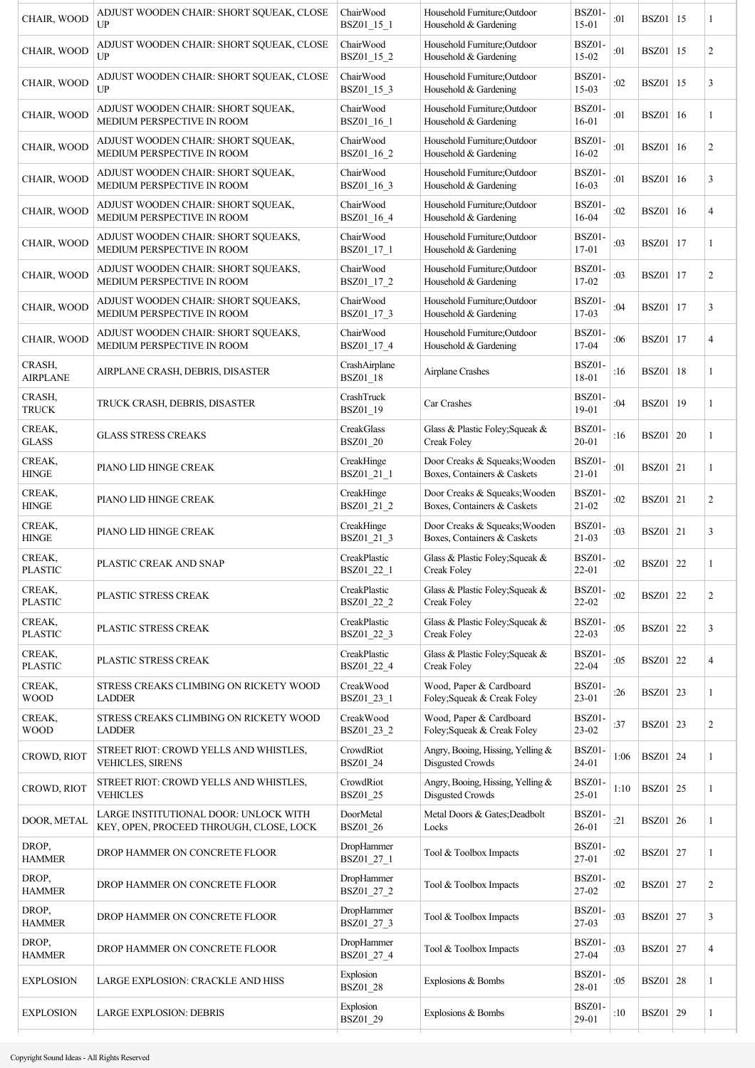| | | | | | | | | |
|---|---|---|---|---|---|---|---|---|
| CHAIR, WOOD | ADJUST WOODEN CHAIR: SHORT SQUEAK, CLOSE UP | ChairWood BSZ01_15_1 | Household Furniture;Outdoor Household & Gardening | BSZ01-15-01 | :01 | BSZ01 | 15 | 1 |
| CHAIR, WOOD | ADJUST WOODEN CHAIR: SHORT SQUEAK, CLOSE UP | ChairWood BSZ01_15_2 | Household Furniture;Outdoor Household & Gardening | BSZ01-15-02 | :01 | BSZ01 | 15 | 2 |
| CHAIR, WOOD | ADJUST WOODEN CHAIR: SHORT SQUEAK, CLOSE UP | ChairWood BSZ01_15_3 | Household Furniture;Outdoor Household & Gardening | BSZ01-15-03 | :02 | BSZ01 | 15 | 3 |
| CHAIR, WOOD | ADJUST WOODEN CHAIR: SHORT SQUEAK, MEDIUM PERSPECTIVE IN ROOM | ChairWood BSZ01_16_1 | Household Furniture;Outdoor Household & Gardening | BSZ01-16-01 | :01 | BSZ01 | 16 | 1 |
| CHAIR, WOOD | ADJUST WOODEN CHAIR: SHORT SQUEAK, MEDIUM PERSPECTIVE IN ROOM | ChairWood BSZ01_16_2 | Household Furniture;Outdoor Household & Gardening | BSZ01-16-02 | :01 | BSZ01 | 16 | 2 |
| CHAIR, WOOD | ADJUST WOODEN CHAIR: SHORT SQUEAK, MEDIUM PERSPECTIVE IN ROOM | ChairWood BSZ01_16_3 | Household Furniture;Outdoor Household & Gardening | BSZ01-16-03 | :01 | BSZ01 | 16 | 3 |
| CHAIR, WOOD | ADJUST WOODEN CHAIR: SHORT SQUEAK, MEDIUM PERSPECTIVE IN ROOM | ChairWood BSZ01_16_4 | Household Furniture;Outdoor Household & Gardening | BSZ01-16-04 | :02 | BSZ01 | 16 | 4 |
| CHAIR, WOOD | ADJUST WOODEN CHAIR: SHORT SQUEAKS, MEDIUM PERSPECTIVE IN ROOM | ChairWood BSZ01_17_1 | Household Furniture;Outdoor Household & Gardening | BSZ01-17-01 | :03 | BSZ01 | 17 | 1 |
| CHAIR, WOOD | ADJUST WOODEN CHAIR: SHORT SQUEAKS, MEDIUM PERSPECTIVE IN ROOM | ChairWood BSZ01_17_2 | Household Furniture;Outdoor Household & Gardening | BSZ01-17-02 | :03 | BSZ01 | 17 | 2 |
| CHAIR, WOOD | ADJUST WOODEN CHAIR: SHORT SQUEAKS, MEDIUM PERSPECTIVE IN ROOM | ChairWood BSZ01_17_3 | Household Furniture;Outdoor Household & Gardening | BSZ01-17-03 | :04 | BSZ01 | 17 | 3 |
| CHAIR, WOOD | ADJUST WOODEN CHAIR: SHORT SQUEAKS, MEDIUM PERSPECTIVE IN ROOM | ChairWood BSZ01_17_4 | Household Furniture;Outdoor Household & Gardening | BSZ01-17-04 | :06 | BSZ01 | 17 | 4 |
| CRASH, AIRPLANE | AIRPLANE CRASH, DEBRIS, DISASTER | CrashAirplane BSZ01_18 | Airplane Crashes | BSZ01-18-01 | :16 | BSZ01 | 18 | 1 |
| CRASH, TRUCK | TRUCK CRASH, DEBRIS, DISASTER | CrashTruck BSZ01_19 | Car Crashes | BSZ01-19-01 | :04 | BSZ01 | 19 | 1 |
| CREAK, GLASS | GLASS STRESS CREAKS | CreakGlass BSZ01_20 | Glass & Plastic Foley;Squeak & Creak Foley | BSZ01-20-01 | :16 | BSZ01 | 20 | 1 |
| CREAK, HINGE | PIANO LID HINGE CREAK | CreakHinge BSZ01_21_1 | Door Creaks & Squeaks;Wooden Boxes, Containers & Caskets | BSZ01-21-01 | :01 | BSZ01 | 21 | 1 |
| CREAK, HINGE | PIANO LID HINGE CREAK | CreakHinge BSZ01_21_2 | Door Creaks & Squeaks;Wooden Boxes, Containers & Caskets | BSZ01-21-02 | :02 | BSZ01 | 21 | 2 |
| CREAK, HINGE | PIANO LID HINGE CREAK | CreakHinge BSZ01_21_3 | Door Creaks & Squeaks;Wooden Boxes, Containers & Caskets | BSZ01-21-03 | :03 | BSZ01 | 21 | 3 |
| CREAK, PLASTIC | PLASTIC CREAK AND SNAP | CreakPlastic BSZ01_22_1 | Glass & Plastic Foley;Squeak & Creak Foley | BSZ01-22-01 | :02 | BSZ01 | 22 | 1 |
| CREAK, PLASTIC | PLASTIC STRESS CREAK | CreakPlastic BSZ01_22_2 | Glass & Plastic Foley;Squeak & Creak Foley | BSZ01-22-02 | :02 | BSZ01 | 22 | 2 |
| CREAK, PLASTIC | PLASTIC STRESS CREAK | CreakPlastic BSZ01_22_3 | Glass & Plastic Foley;Squeak & Creak Foley | BSZ01-22-03 | :05 | BSZ01 | 22 | 3 |
| CREAK, PLASTIC | PLASTIC STRESS CREAK | CreakPlastic BSZ01_22_4 | Glass & Plastic Foley;Squeak & Creak Foley | BSZ01-22-04 | :05 | BSZ01 | 22 | 4 |
| CREAK, WOOD | STRESS CREAKS CLIMBING ON RICKETY WOOD LADDER | CreakWood BSZ01_23_1 | Wood, Paper & Cardboard Foley;Squeak & Creak Foley | BSZ01-23-01 | :26 | BSZ01 | 23 | 1 |
| CREAK, WOOD | STRESS CREAKS CLIMBING ON RICKETY WOOD LADDER | CreakWood BSZ01_23_2 | Wood, Paper & Cardboard Foley;Squeak & Creak Foley | BSZ01-23-02 | :37 | BSZ01 | 23 | 2 |
| CROWD, RIOT | STREET RIOT: CROWD YELLS AND WHISTLES, VEHICLES, SIRENS | CrowdRiot BSZ01_24 | Angry, Booing, Hissing, Yelling & Disgusted Crowds | BSZ01-24-01 | 1:06 | BSZ01 | 24 | 1 |
| CROWD, RIOT | STREET RIOT: CROWD YELLS AND WHISTLES, VEHICLES | CrowdRiot BSZ01_25 | Angry, Booing, Hissing, Yelling & Disgusted Crowds | BSZ01-25-01 | 1:10 | BSZ01 | 25 | 1 |
| DOOR, METAL | LARGE INSTITUTIONAL DOOR: UNLOCK WITH KEY, OPEN, PROCEED THROUGH, CLOSE, LOCK | DoorMetal BSZ01_26 | Metal Doors & Gates;Deadbolt Locks | BSZ01-26-01 | :21 | BSZ01 | 26 | 1 |
| DROP, HAMMER | DROP HAMMER ON CONCRETE FLOOR | DropHammer BSZ01_27_1 | Tool & Toolbox Impacts | BSZ01-27-01 | :02 | BSZ01 | 27 | 1 |
| DROP, HAMMER | DROP HAMMER ON CONCRETE FLOOR | DropHammer BSZ01_27_2 | Tool & Toolbox Impacts | BSZ01-27-02 | :02 | BSZ01 | 27 | 2 |
| DROP, HAMMER | DROP HAMMER ON CONCRETE FLOOR | DropHammer BSZ01_27_3 | Tool & Toolbox Impacts | BSZ01-27-03 | :03 | BSZ01 | 27 | 3 |
| DROP, HAMMER | DROP HAMMER ON CONCRETE FLOOR | DropHammer BSZ01_27_4 | Tool & Toolbox Impacts | BSZ01-27-04 | :03 | BSZ01 | 27 | 4 |
| EXPLOSION | LARGE EXPLOSION: CRACKLE AND HISS | Explosion BSZ01_28 | Explosions & Bombs | BSZ01-28-01 | :05 | BSZ01 | 28 | 1 |
| EXPLOSION | LARGE EXPLOSION: DEBRIS | Explosion BSZ01_29 | Explosions & Bombs | BSZ01-29-01 | :10 | BSZ01 | 29 | 1 |

Copyright Sound Ideas - All Rights Reserved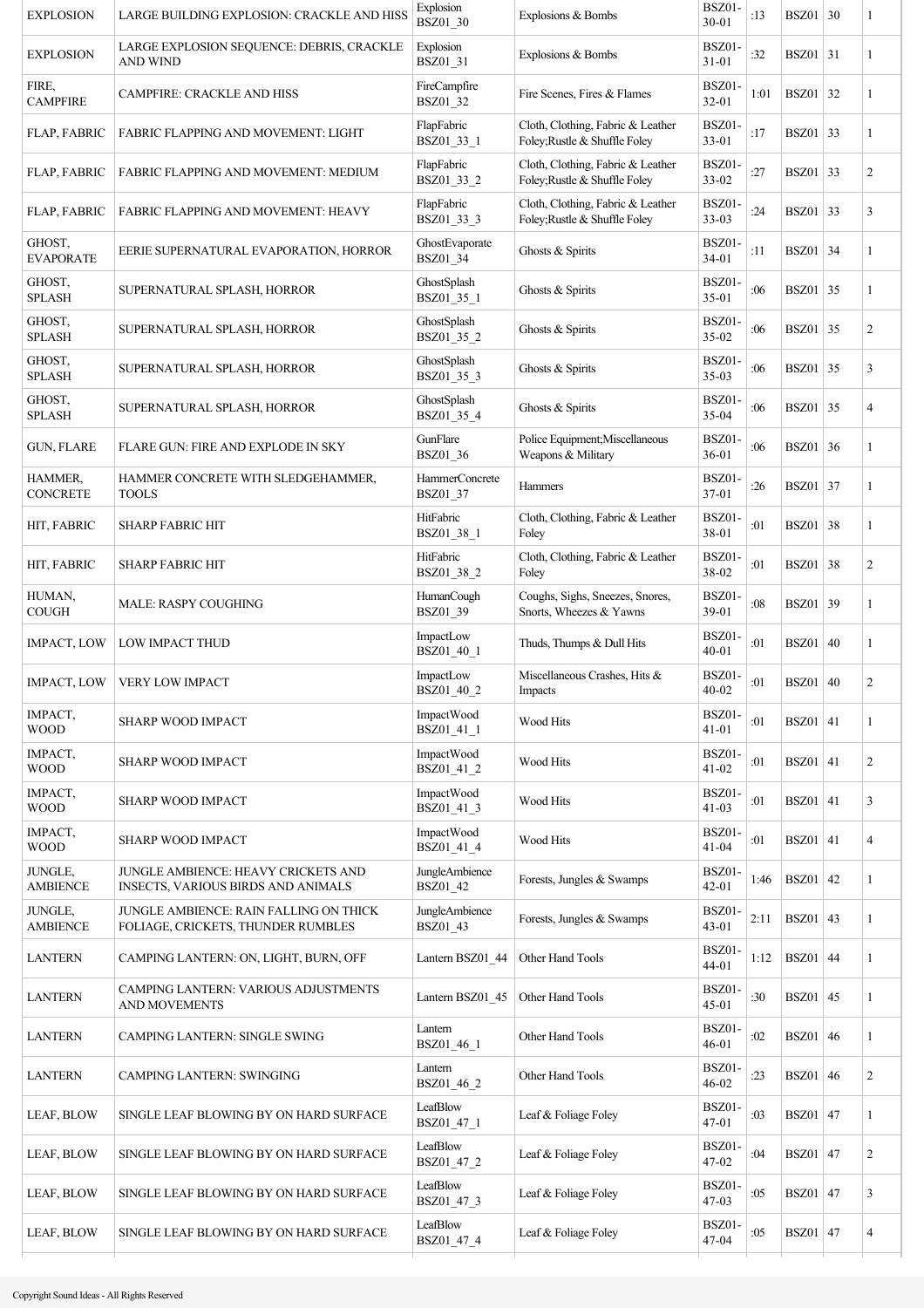| | | | | | | | | |
|---|---|---|---|---|---|---|---|---|
| EXPLOSION | LARGE BUILDING EXPLOSION: CRACKLE AND HISS | Explosion BSZ01_30 | Explosions & Bombs | BSZ01-30-01 | :13 | BSZ01 | 30 | 1 |
| EXPLOSION | LARGE EXPLOSION SEQUENCE: DEBRIS, CRACKLE AND WIND | Explosion BSZ01_31 | Explosions & Bombs | BSZ01-31-01 | :32 | BSZ01 | 31 | 1 |
| FIRE, CAMPFIRE | CAMPFIRE: CRACKLE AND HISS | FireCampfire BSZ01_32 | Fire Scenes, Fires & Flames | BSZ01-32-01 | 1:01 | BSZ01 | 32 | 1 |
| FLAP, FABRIC | FABRIC FLAPPING AND MOVEMENT: LIGHT | FlapFabric BSZ01_33_1 | Cloth, Clothing, Fabric & Leather Foley;Rustle & Shuffle Foley | BSZ01-33-01 | :17 | BSZ01 | 33 | 1 |
| FLAP, FABRIC | FABRIC FLAPPING AND MOVEMENT: MEDIUM | FlapFabric BSZ01_33_2 | Cloth, Clothing, Fabric & Leather Foley;Rustle & Shuffle Foley | BSZ01-33-02 | :27 | BSZ01 | 33 | 2 |
| FLAP, FABRIC | FABRIC FLAPPING AND MOVEMENT: HEAVY | FlapFabric BSZ01_33_3 | Cloth, Clothing, Fabric & Leather Foley;Rustle & Shuffle Foley | BSZ01-33-03 | :24 | BSZ01 | 33 | 3 |
| GHOST, EVAPORATE | EERIE SUPERNATURAL EVAPORATION, HORROR | GhostEvaporate BSZ01_34 | Ghosts & Spirits | BSZ01-34-01 | :11 | BSZ01 | 34 | 1 |
| GHOST, SPLASH | SUPERNATURAL SPLASH, HORROR | GhostSplash BSZ01_35_1 | Ghosts & Spirits | BSZ01-35-01 | :06 | BSZ01 | 35 | 1 |
| GHOST, SPLASH | SUPERNATURAL SPLASH, HORROR | GhostSplash BSZ01_35_2 | Ghosts & Spirits | BSZ01-35-02 | :06 | BSZ01 | 35 | 2 |
| GHOST, SPLASH | SUPERNATURAL SPLASH, HORROR | GhostSplash BSZ01_35_3 | Ghosts & Spirits | BSZ01-35-03 | :06 | BSZ01 | 35 | 3 |
| GHOST, SPLASH | SUPERNATURAL SPLASH, HORROR | GhostSplash BSZ01_35_4 | Ghosts & Spirits | BSZ01-35-04 | :06 | BSZ01 | 35 | 4 |
| GUN, FLARE | FLARE GUN: FIRE AND EXPLODE IN SKY | GunFlare BSZ01_36 | Police Equipment;Miscellaneous Weapons & Military | BSZ01-36-01 | :06 | BSZ01 | 36 | 1 |
| HAMMER, CONCRETE | HAMMER CONCRETE WITH SLEDGEHAMMER, TOOLS | HammerConcrete BSZ01_37 | Hammers | BSZ01-37-01 | :26 | BSZ01 | 37 | 1 |
| HIT, FABRIC | SHARP FABRIC HIT | HitFabric BSZ01_38_1 | Cloth, Clothing, Fabric & Leather Foley | BSZ01-38-01 | :01 | BSZ01 | 38 | 1 |
| HIT, FABRIC | SHARP FABRIC HIT | HitFabric BSZ01_38_2 | Cloth, Clothing, Fabric & Leather Foley | BSZ01-38-02 | :01 | BSZ01 | 38 | 2 |
| HUMAN, COUGH | MALE: RASPY COUGHING | HumanCough BSZ01_39 | Coughs, Sighs, Sneezes, Snores, Snorts, Wheezes & Yawns | BSZ01-39-01 | :08 | BSZ01 | 39 | 1 |
| IMPACT, LOW | LOW IMPACT THUD | ImpactLow BSZ01_40_1 | Thuds, Thumps & Dull Hits | BSZ01-40-01 | :01 | BSZ01 | 40 | 1 |
| IMPACT, LOW | VERY LOW IMPACT | ImpactLow BSZ01_40_2 | Miscellaneous Crashes, Hits & Impacts | BSZ01-40-02 | :01 | BSZ01 | 40 | 2 |
| IMPACT, WOOD | SHARP WOOD IMPACT | ImpactWood BSZ01_41_1 | Wood Hits | BSZ01-41-01 | :01 | BSZ01 | 41 | 1 |
| IMPACT, WOOD | SHARP WOOD IMPACT | ImpactWood BSZ01_41_2 | Wood Hits | BSZ01-41-02 | :01 | BSZ01 | 41 | 2 |
| IMPACT, WOOD | SHARP WOOD IMPACT | ImpactWood BSZ01_41_3 | Wood Hits | BSZ01-41-03 | :01 | BSZ01 | 41 | 3 |
| IMPACT, WOOD | SHARP WOOD IMPACT | ImpactWood BSZ01_41_4 | Wood Hits | BSZ01-41-04 | :01 | BSZ01 | 41 | 4 |
| JUNGLE, AMBIENCE | JUNGLE AMBIENCE: HEAVY CRICKETS AND INSECTS, VARIOUS BIRDS AND ANIMALS | JungleAmbience BSZ01_42 | Forests, Jungles & Swamps | BSZ01-42-01 | 1:46 | BSZ01 | 42 | 1 |
| JUNGLE, AMBIENCE | JUNGLE AMBIENCE: RAIN FALLING ON THICK FOLIAGE, CRICKETS, THUNDER RUMBLES | JungleAmbience BSZ01_43 | Forests, Jungles & Swamps | BSZ01-43-01 | 2:11 | BSZ01 | 43 | 1 |
| LANTERN | CAMPING LANTERN: ON, LIGHT, BURN, OFF | Lantern BSZ01_44 | Other Hand Tools | BSZ01-44-01 | 1:12 | BSZ01 | 44 | 1 |
| LANTERN | CAMPING LANTERN: VARIOUS ADJUSTMENTS AND MOVEMENTS | Lantern BSZ01_45 | Other Hand Tools | BSZ01-45-01 | :30 | BSZ01 | 45 | 1 |
| LANTERN | CAMPING LANTERN: SINGLE SWING | Lantern BSZ01_46_1 | Other Hand Tools | BSZ01-46-01 | :02 | BSZ01 | 46 | 1 |
| LANTERN | CAMPING LANTERN: SWINGING | Lantern BSZ01_46_2 | Other Hand Tools | BSZ01-46-02 | :23 | BSZ01 | 46 | 2 |
| LEAF, BLOW | SINGLE LEAF BLOWING BY ON HARD SURFACE | LeafBlow BSZ01_47_1 | Leaf & Foliage Foley | BSZ01-47-01 | :03 | BSZ01 | 47 | 1 |
| LEAF, BLOW | SINGLE LEAF BLOWING BY ON HARD SURFACE | LeafBlow BSZ01_47_2 | Leaf & Foliage Foley | BSZ01-47-02 | :04 | BSZ01 | 47 | 2 |
| LEAF, BLOW | SINGLE LEAF BLOWING BY ON HARD SURFACE | LeafBlow BSZ01_47_3 | Leaf & Foliage Foley | BSZ01-47-03 | :05 | BSZ01 | 47 | 3 |
| LEAF, BLOW | SINGLE LEAF BLOWING BY ON HARD SURFACE | LeafBlow BSZ01_47_4 | Leaf & Foliage Foley | BSZ01-47-04 | :05 | BSZ01 | 47 | 4 |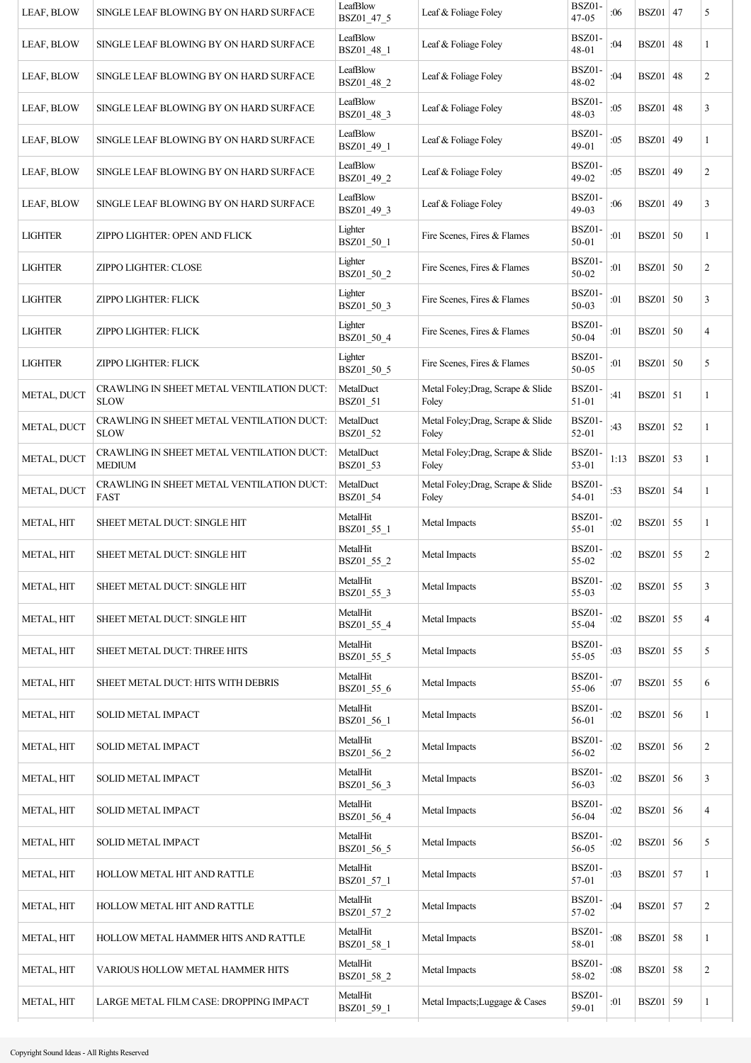| | | | | | | | | |
|---|---|---|---|---|---|---|---|---|
| LEAF, BLOW | SINGLE LEAF BLOWING BY ON HARD SURFACE | LeafBlow BSZ01_47_5 | Leaf & Foliage Foley | BSZ01-47-05 | :06 | BSZ01 | 47 | 5 |
| LEAF, BLOW | SINGLE LEAF BLOWING BY ON HARD SURFACE | LeafBlow BSZ01_48_1 | Leaf & Foliage Foley | BSZ01-48-01 | :04 | BSZ01 | 48 | 1 |
| LEAF, BLOW | SINGLE LEAF BLOWING BY ON HARD SURFACE | LeafBlow BSZ01_48_2 | Leaf & Foliage Foley | BSZ01-48-02 | :04 | BSZ01 | 48 | 2 |
| LEAF, BLOW | SINGLE LEAF BLOWING BY ON HARD SURFACE | LeafBlow BSZ01_48_3 | Leaf & Foliage Foley | BSZ01-48-03 | :05 | BSZ01 | 48 | 3 |
| LEAF, BLOW | SINGLE LEAF BLOWING BY ON HARD SURFACE | LeafBlow BSZ01_49_1 | Leaf & Foliage Foley | BSZ01-49-01 | :05 | BSZ01 | 49 | 1 |
| LEAF, BLOW | SINGLE LEAF BLOWING BY ON HARD SURFACE | LeafBlow BSZ01_49_2 | Leaf & Foliage Foley | BSZ01-49-02 | :05 | BSZ01 | 49 | 2 |
| LEAF, BLOW | SINGLE LEAF BLOWING BY ON HARD SURFACE | LeafBlow BSZ01_49_3 | Leaf & Foliage Foley | BSZ01-49-03 | :06 | BSZ01 | 49 | 3 |
| LIGHTER | ZIPPO LIGHTER: OPEN AND FLICK | Lighter BSZ01_50_1 | Fire Scenes, Fires & Flames | BSZ01-50-01 | :01 | BSZ01 | 50 | 1 |
| LIGHTER | ZIPPO LIGHTER: CLOSE | Lighter BSZ01_50_2 | Fire Scenes, Fires & Flames | BSZ01-50-02 | :01 | BSZ01 | 50 | 2 |
| LIGHTER | ZIPPO LIGHTER: FLICK | Lighter BSZ01_50_3 | Fire Scenes, Fires & Flames | BSZ01-50-03 | :01 | BSZ01 | 50 | 3 |
| LIGHTER | ZIPPO LIGHTER: FLICK | Lighter BSZ01_50_4 | Fire Scenes, Fires & Flames | BSZ01-50-04 | :01 | BSZ01 | 50 | 4 |
| LIGHTER | ZIPPO LIGHTER: FLICK | Lighter BSZ01_50_5 | Fire Scenes, Fires & Flames | BSZ01-50-05 | :01 | BSZ01 | 50 | 5 |
| METAL, DUCT | CRAWLING IN SHEET METAL VENTILATION DUCT: SLOW | MetalDuct BSZ01_51 | Metal Foley;Drag, Scrape & Slide Foley | BSZ01-51-01 | :41 | BSZ01 | 51 | 1 |
| METAL, DUCT | CRAWLING IN SHEET METAL VENTILATION DUCT: SLOW | MetalDuct BSZ01_52 | Metal Foley;Drag, Scrape & Slide Foley | BSZ01-52-01 | :43 | BSZ01 | 52 | 1 |
| METAL, DUCT | CRAWLING IN SHEET METAL VENTILATION DUCT: MEDIUM | MetalDuct BSZ01_53 | Metal Foley;Drag, Scrape & Slide Foley | BSZ01-53-01 | 1:13 | BSZ01 | 53 | 1 |
| METAL, DUCT | CRAWLING IN SHEET METAL VENTILATION DUCT: FAST | MetalDuct BSZ01_54 | Metal Foley;Drag, Scrape & Slide Foley | BSZ01-54-01 | :53 | BSZ01 | 54 | 1 |
| METAL, HIT | SHEET METAL DUCT: SINGLE HIT | MetalHit BSZ01_55_1 | Metal Impacts | BSZ01-55-01 | :02 | BSZ01 | 55 | 1 |
| METAL, HIT | SHEET METAL DUCT: SINGLE HIT | MetalHit BSZ01_55_2 | Metal Impacts | BSZ01-55-02 | :02 | BSZ01 | 55 | 2 |
| METAL, HIT | SHEET METAL DUCT: SINGLE HIT | MetalHit BSZ01_55_3 | Metal Impacts | BSZ01-55-03 | :02 | BSZ01 | 55 | 3 |
| METAL, HIT | SHEET METAL DUCT: SINGLE HIT | MetalHit BSZ01_55_4 | Metal Impacts | BSZ01-55-04 | :02 | BSZ01 | 55 | 4 |
| METAL, HIT | SHEET METAL DUCT: THREE HITS | MetalHit BSZ01_55_5 | Metal Impacts | BSZ01-55-05 | :03 | BSZ01 | 55 | 5 |
| METAL, HIT | SHEET METAL DUCT: HITS WITH DEBRIS | MetalHit BSZ01_55_6 | Metal Impacts | BSZ01-55-06 | :07 | BSZ01 | 55 | 6 |
| METAL, HIT | SOLID METAL IMPACT | MetalHit BSZ01_56_1 | Metal Impacts | BSZ01-56-01 | :02 | BSZ01 | 56 | 1 |
| METAL, HIT | SOLID METAL IMPACT | MetalHit BSZ01_56_2 | Metal Impacts | BSZ01-56-02 | :02 | BSZ01 | 56 | 2 |
| METAL, HIT | SOLID METAL IMPACT | MetalHit BSZ01_56_3 | Metal Impacts | BSZ01-56-03 | :02 | BSZ01 | 56 | 3 |
| METAL, HIT | SOLID METAL IMPACT | MetalHit BSZ01_56_4 | Metal Impacts | BSZ01-56-04 | :02 | BSZ01 | 56 | 4 |
| METAL, HIT | SOLID METAL IMPACT | MetalHit BSZ01_56_5 | Metal Impacts | BSZ01-56-05 | :02 | BSZ01 | 56 | 5 |
| METAL, HIT | HOLLOW METAL HIT AND RATTLE | MetalHit BSZ01_57_1 | Metal Impacts | BSZ01-57-01 | :03 | BSZ01 | 57 | 1 |
| METAL, HIT | HOLLOW METAL HIT AND RATTLE | MetalHit BSZ01_57_2 | Metal Impacts | BSZ01-57-02 | :04 | BSZ01 | 57 | 2 |
| METAL, HIT | HOLLOW METAL HAMMER HITS AND RATTLE | MetalHit BSZ01_58_1 | Metal Impacts | BSZ01-58-01 | :08 | BSZ01 | 58 | 1 |
| METAL, HIT | VARIOUS HOLLOW METAL HAMMER HITS | MetalHit BSZ01_58_2 | Metal Impacts | BSZ01-58-02 | :08 | BSZ01 | 58 | 2 |
| METAL, HIT | LARGE METAL FILM CASE: DROPPING IMPACT | MetalHit BSZ01_59_1 | Metal Impacts;Luggage & Cases | BSZ01-59-01 | :01 | BSZ01 | 59 | 1 |

Copyright Sound Ideas - All Rights Reserved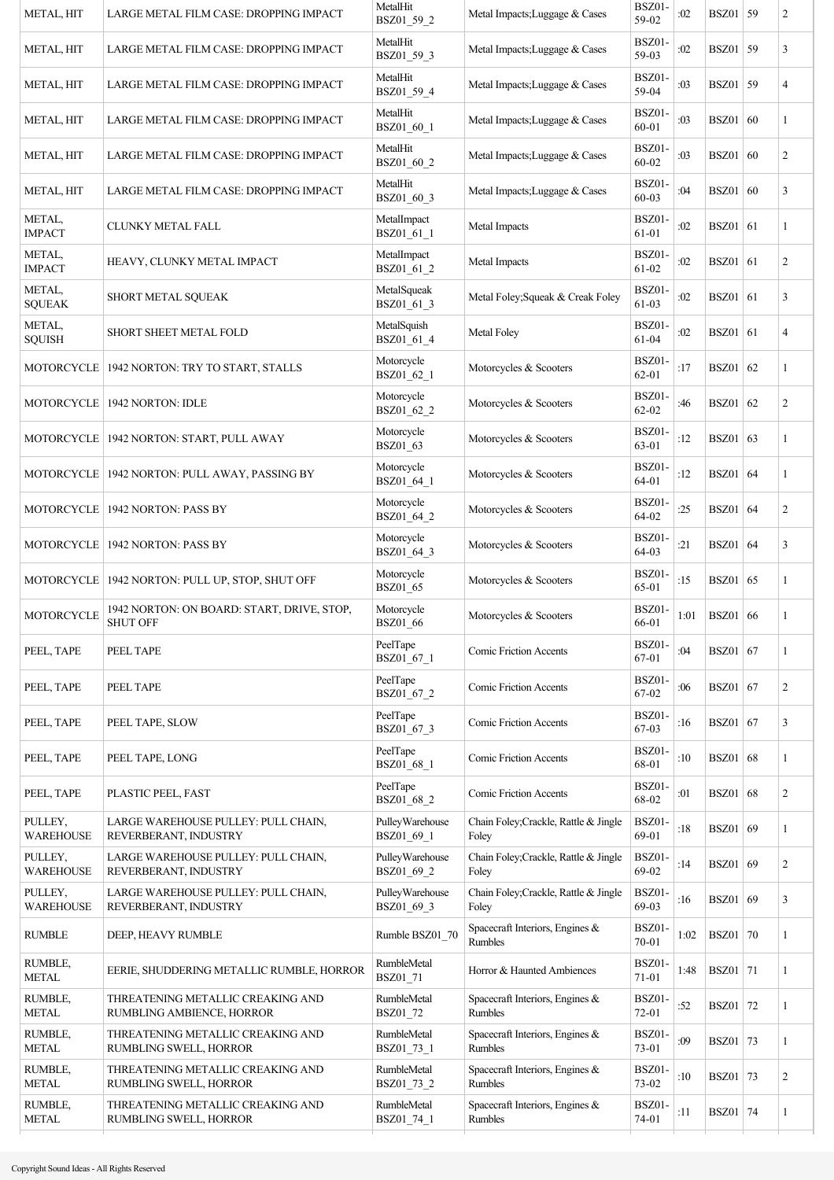| | | | | | | | | |
|---|---|---|---|---|---|---|---|---|
| METAL, HIT | LARGE METAL FILM CASE: DROPPING IMPACT | MetalHit BSZ01_59_2 | Metal Impacts;Luggage & Cases | BSZ01-59-02 | :02 | BSZ01 | 59 | 2 |
| METAL, HIT | LARGE METAL FILM CASE: DROPPING IMPACT | MetalHit BSZ01_59_3 | Metal Impacts;Luggage & Cases | BSZ01-59-03 | :02 | BSZ01 | 59 | 3 |
| METAL, HIT | LARGE METAL FILM CASE: DROPPING IMPACT | MetalHit BSZ01_59_4 | Metal Impacts;Luggage & Cases | BSZ01-59-04 | :03 | BSZ01 | 59 | 4 |
| METAL, HIT | LARGE METAL FILM CASE: DROPPING IMPACT | MetalHit BSZ01_60_1 | Metal Impacts;Luggage & Cases | BSZ01-60-01 | :03 | BSZ01 | 60 | 1 |
| METAL, HIT | LARGE METAL FILM CASE: DROPPING IMPACT | MetalHit BSZ01_60_2 | Metal Impacts;Luggage & Cases | BSZ01-60-02 | :03 | BSZ01 | 60 | 2 |
| METAL, HIT | LARGE METAL FILM CASE: DROPPING IMPACT | MetalHit BSZ01_60_3 | Metal Impacts;Luggage & Cases | BSZ01-60-03 | :04 | BSZ01 | 60 | 3 |
| METAL, IMPACT | CLUNKY METAL FALL | MetalImpact BSZ01_61_1 | Metal Impacts | BSZ01-61-01 | :02 | BSZ01 | 61 | 1 |
| METAL, IMPACT | HEAVY, CLUNKY METAL IMPACT | MetalImpact BSZ01_61_2 | Metal Impacts | BSZ01-61-02 | :02 | BSZ01 | 61 | 2 |
| METAL, SQUEAK | SHORT METAL SQUEAK | MetalSqueak BSZ01_61_3 | Metal Foley;Squeak & Creak Foley | BSZ01-61-03 | :02 | BSZ01 | 61 | 3 |
| METAL, SQUISH | SHORT SHEET METAL FOLD | MetalSquish BSZ01_61_4 | Metal Foley | BSZ01-61-04 | :02 | BSZ01 | 61 | 4 |
| MOTORCYCLE | 1942 NORTON: TRY TO START, STALLS | Motorcycle BSZ01_62_1 | Motorcycles & Scooters | BSZ01-62-01 | :17 | BSZ01 | 62 | 1 |
| MOTORCYCLE | 1942 NORTON: IDLE | Motorcycle BSZ01_62_2 | Motorcycles & Scooters | BSZ01-62-02 | :46 | BSZ01 | 62 | 2 |
| MOTORCYCLE | 1942 NORTON: START, PULL AWAY | Motorcycle BSZ01_63 | Motorcycles & Scooters | BSZ01-63-01 | :12 | BSZ01 | 63 | 1 |
| MOTORCYCLE | 1942 NORTON: PULL AWAY, PASSING BY | Motorcycle BSZ01_64_1 | Motorcycles & Scooters | BSZ01-64-01 | :12 | BSZ01 | 64 | 1 |
| MOTORCYCLE | 1942 NORTON: PASS BY | Motorcycle BSZ01_64_2 | Motorcycles & Scooters | BSZ01-64-02 | :25 | BSZ01 | 64 | 2 |
| MOTORCYCLE | 1942 NORTON: PASS BY | Motorcycle BSZ01_64_3 | Motorcycles & Scooters | BSZ01-64-03 | :21 | BSZ01 | 64 | 3 |
| MOTORCYCLE | 1942 NORTON: PULL UP, STOP, SHUT OFF | Motorcycle BSZ01_65 | Motorcycles & Scooters | BSZ01-65-01 | :15 | BSZ01 | 65 | 1 |
| MOTORCYCLE | 1942 NORTON: ON BOARD: START, DRIVE, STOP, SHUT OFF | Motorcycle BSZ01_66 | Motorcycles & Scooters | BSZ01-66-01 | 1:01 | BSZ01 | 66 | 1 |
| PEEL, TAPE | PEEL TAPE | PeelTape BSZ01_67_1 | Comic Friction Accents | BSZ01-67-01 | :04 | BSZ01 | 67 | 1 |
| PEEL, TAPE | PEEL TAPE | PeelTape BSZ01_67_2 | Comic Friction Accents | BSZ01-67-02 | :06 | BSZ01 | 67 | 2 |
| PEEL, TAPE | PEEL TAPE, SLOW | PeelTape BSZ01_67_3 | Comic Friction Accents | BSZ01-67-03 | :16 | BSZ01 | 67 | 3 |
| PEEL, TAPE | PEEL TAPE, LONG | PeelTape BSZ01_68_1 | Comic Friction Accents | BSZ01-68-01 | :10 | BSZ01 | 68 | 1 |
| PEEL, TAPE | PLASTIC PEEL, FAST | PeelTape BSZ01_68_2 | Comic Friction Accents | BSZ01-68-02 | :01 | BSZ01 | 68 | 2 |
| PULLEY, WAREHOUSE | LARGE WAREHOUSE PULLEY: PULL CHAIN, REVERBERANT, INDUSTRY | PulleyWarehouse BSZ01_69_1 | Chain Foley;Crackle, Rattle & Jingle Foley | BSZ01-69-01 | :18 | BSZ01 | 69 | 1 |
| PULLEY, WAREHOUSE | LARGE WAREHOUSE PULLEY: PULL CHAIN, REVERBERANT, INDUSTRY | PulleyWarehouse BSZ01_69_2 | Chain Foley;Crackle, Rattle & Jingle Foley | BSZ01-69-02 | :14 | BSZ01 | 69 | 2 |
| PULLEY, WAREHOUSE | LARGE WAREHOUSE PULLEY: PULL CHAIN, REVERBERANT, INDUSTRY | PulleyWarehouse BSZ01_69_3 | Chain Foley;Crackle, Rattle & Jingle Foley | BSZ01-69-03 | :16 | BSZ01 | 69 | 3 |
| RUMBLE | DEEP, HEAVY RUMBLE | Rumble BSZ01_70 | Spacecraft Interiors, Engines & Rumbles | BSZ01-70-01 | 1:02 | BSZ01 | 70 | 1 |
| RUMBLE, METAL | EERIE, SHUDDERING METALLIC RUMBLE, HORROR | RumbleMetal BSZ01_71 | Horror & Haunted Ambiences | BSZ01-71-01 | 1:48 | BSZ01 | 71 | 1 |
| RUMBLE, METAL | THREATENING METALLIC CREAKING AND RUMBLING AMBIENCE, HORROR | RumbleMetal BSZ01_72 | Spacecraft Interiors, Engines & Rumbles | BSZ01-72-01 | :52 | BSZ01 | 72 | 1 |
| RUMBLE, METAL | THREATENING METALLIC CREAKING AND RUMBLING SWELL, HORROR | RumbleMetal BSZ01_73_1 | Spacecraft Interiors, Engines & Rumbles | BSZ01-73-01 | :09 | BSZ01 | 73 | 1 |
| RUMBLE, METAL | THREATENING METALLIC CREAKING AND RUMBLING SWELL, HORROR | RumbleMetal BSZ01_73_2 | Spacecraft Interiors, Engines & Rumbles | BSZ01-73-02 | :10 | BSZ01 | 73 | 2 |
| RUMBLE, METAL | THREATENING METALLIC CREAKING AND RUMBLING SWELL, HORROR | RumbleMetal BSZ01_74_1 | Spacecraft Interiors, Engines & Rumbles | BSZ01-74-01 | :11 | BSZ01 | 74 | 1 |

Copyright Sound Ideas - All Rights Reserved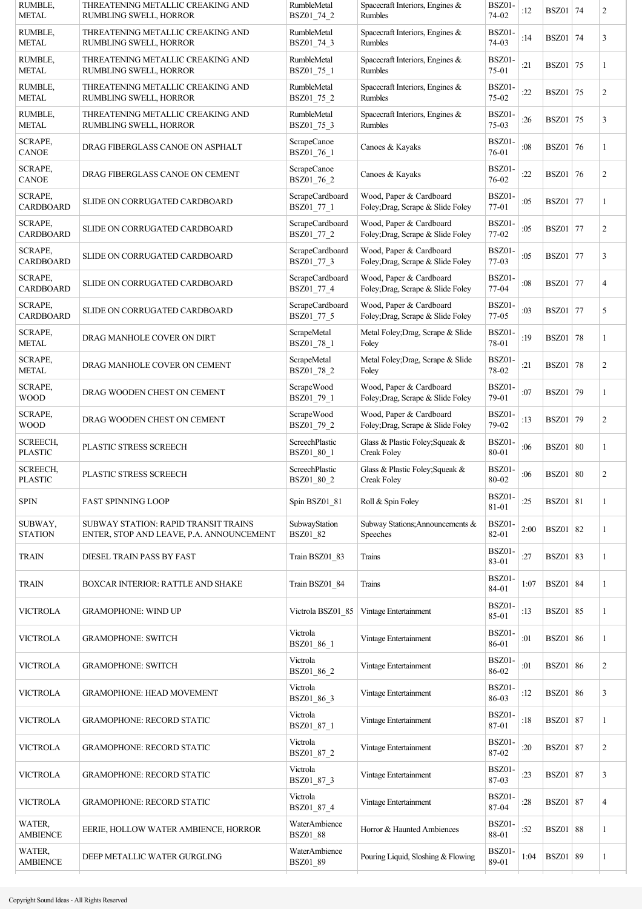| | | | | | | | | |
|---|---|---|---|---|---|---|---|---|
| RUMBLE, METAL | THREATENING METALLIC CREAKING AND RUMBLING SWELL, HORROR | RumbleMetal BSZ01_74_2 | Spacecraft Interiors, Engines & Rumbles | BSZ01-74-02 | :12 | BSZ01 | 74 | 2 |
| RUMBLE, METAL | THREATENING METALLIC CREAKING AND RUMBLING SWELL, HORROR | RumbleMetal BSZ01_74_3 | Spacecraft Interiors, Engines & Rumbles | BSZ01-74-03 | :14 | BSZ01 | 74 | 3 |
| RUMBLE, METAL | THREATENING METALLIC CREAKING AND RUMBLING SWELL, HORROR | RumbleMetal BSZ01_75_1 | Spacecraft Interiors, Engines & Rumbles | BSZ01-75-01 | :21 | BSZ01 | 75 | 1 |
| RUMBLE, METAL | THREATENING METALLIC CREAKING AND RUMBLING SWELL, HORROR | RumbleMetal BSZ01_75_2 | Spacecraft Interiors, Engines & Rumbles | BSZ01-75-02 | :22 | BSZ01 | 75 | 2 |
| RUMBLE, METAL | THREATENING METALLIC CREAKING AND RUMBLING SWELL, HORROR | RumbleMetal BSZ01_75_3 | Spacecraft Interiors, Engines & Rumbles | BSZ01-75-03 | :26 | BSZ01 | 75 | 3 |
| SCRAPE, CANOE | DRAG FIBERGLASS CANOE ON ASPHALT | ScrapeCanoe BSZ01_76_1 | Canoes & Kayaks | BSZ01-76-01 | :08 | BSZ01 | 76 | 1 |
| SCRAPE, CANOE | DRAG FIBERGLASS CANOE ON CEMENT | ScrapeCanoe BSZ01_76_2 | Canoes & Kayaks | BSZ01-76-02 | :22 | BSZ01 | 76 | 2 |
| SCRAPE, CARDBOARD | SLIDE ON CORRUGATED CARDBOARD | ScrapeCardboard BSZ01_77_1 | Wood, Paper & Cardboard Foley;Drag, Scrape & Slide Foley | BSZ01-77-01 | :05 | BSZ01 | 77 | 1 |
| SCRAPE, CARDBOARD | SLIDE ON CORRUGATED CARDBOARD | ScrapeCardboard BSZ01_77_2 | Wood, Paper & Cardboard Foley;Drag, Scrape & Slide Foley | BSZ01-77-02 | :05 | BSZ01 | 77 | 2 |
| SCRAPE, CARDBOARD | SLIDE ON CORRUGATED CARDBOARD | ScrapeCardboard BSZ01_77_3 | Wood, Paper & Cardboard Foley;Drag, Scrape & Slide Foley | BSZ01-77-03 | :05 | BSZ01 | 77 | 3 |
| SCRAPE, CARDBOARD | SLIDE ON CORRUGATED CARDBOARD | ScrapeCardboard BSZ01_77_4 | Wood, Paper & Cardboard Foley;Drag, Scrape & Slide Foley | BSZ01-77-04 | :08 | BSZ01 | 77 | 4 |
| SCRAPE, CARDBOARD | SLIDE ON CORRUGATED CARDBOARD | ScrapeCardboard BSZ01_77_5 | Wood, Paper & Cardboard Foley;Drag, Scrape & Slide Foley | BSZ01-77-05 | :03 | BSZ01 | 77 | 5 |
| SCRAPE, METAL | DRAG MANHOLE COVER ON DIRT | ScrapeMetal BSZ01_78_1 | Metal Foley;Drag, Scrape & Slide Foley | BSZ01-78-01 | :19 | BSZ01 | 78 | 1 |
| SCRAPE, METAL | DRAG MANHOLE COVER ON CEMENT | ScrapeMetal BSZ01_78_2 | Metal Foley;Drag, Scrape & Slide Foley | BSZ01-78-02 | :21 | BSZ01 | 78 | 2 |
| SCRAPE, WOOD | DRAG WOODEN CHEST ON CEMENT | ScrapeWood BSZ01_79_1 | Wood, Paper & Cardboard Foley;Drag, Scrape & Slide Foley | BSZ01-79-01 | :07 | BSZ01 | 79 | 1 |
| SCRAPE, WOOD | DRAG WOODEN CHEST ON CEMENT | ScrapeWood BSZ01_79_2 | Wood, Paper & Cardboard Foley;Drag, Scrape & Slide Foley | BSZ01-79-02 | :13 | BSZ01 | 79 | 2 |
| SCREECH, PLASTIC | PLASTIC STRESS SCREECH | ScreechPlastic BSZ01_80_1 | Glass & Plastic Foley;Squeak & Creak Foley | BSZ01-80-01 | :06 | BSZ01 | 80 | 1 |
| SCREECH, PLASTIC | PLASTIC STRESS SCREECH | ScreechPlastic BSZ01_80_2 | Glass & Plastic Foley;Squeak & Creak Foley | BSZ01-80-02 | :06 | BSZ01 | 80 | 2 |
| SPIN | FAST SPINNING LOOP | Spin BSZ01_81 | Roll & Spin Foley | BSZ01-81-01 | :25 | BSZ01 | 81 | 1 |
| SUBWAY, STATION | SUBWAY STATION: RAPID TRANSIT TRAINS ENTER, STOP AND LEAVE, P.A. ANNOUNCEMENT | SubwayStation BSZ01_82 | Subway Stations;Announcements & Speeches | BSZ01-82-01 | 2:00 | BSZ01 | 82 | 1 |
| TRAIN | DIESEL TRAIN PASS BY FAST | Train BSZ01_83 | Trains | BSZ01-83-01 | :27 | BSZ01 | 83 | 1 |
| TRAIN | BOXCAR INTERIOR: RATTLE AND SHAKE | Train BSZ01_84 | Trains | BSZ01-84-01 | 1:07 | BSZ01 | 84 | 1 |
| VICTROLA | GRAMOPHONE: WIND UP | Victrola BSZ01_85 | Vintage Entertainment | BSZ01-85-01 | :13 | BSZ01 | 85 | 1 |
| VICTROLA | GRAMOPHONE: SWITCH | Victrola BSZ01_86_1 | Vintage Entertainment | BSZ01-86-01 | :01 | BSZ01 | 86 | 1 |
| VICTROLA | GRAMOPHONE: SWITCH | Victrola BSZ01_86_2 | Vintage Entertainment | BSZ01-86-02 | :01 | BSZ01 | 86 | 2 |
| VICTROLA | GRAMOPHONE: HEAD MOVEMENT | Victrola BSZ01_86_3 | Vintage Entertainment | BSZ01-86-03 | :12 | BSZ01 | 86 | 3 |
| VICTROLA | GRAMOPHONE: RECORD STATIC | Victrola BSZ01_87_1 | Vintage Entertainment | BSZ01-87-01 | :18 | BSZ01 | 87 | 1 |
| VICTROLA | GRAMOPHONE: RECORD STATIC | Victrola BSZ01_87_2 | Vintage Entertainment | BSZ01-87-02 | :20 | BSZ01 | 87 | 2 |
| VICTROLA | GRAMOPHONE: RECORD STATIC | Victrola BSZ01_87_3 | Vintage Entertainment | BSZ01-87-03 | :23 | BSZ01 | 87 | 3 |
| VICTROLA | GRAMOPHONE: RECORD STATIC | Victrola BSZ01_87_4 | Vintage Entertainment | BSZ01-87-04 | :28 | BSZ01 | 87 | 4 |
| WATER, AMBIENCE | EERIE, HOLLOW WATER AMBIENCE, HORROR | WaterAmbience BSZ01_88 | Horror & Haunted Ambiences | BSZ01-88-01 | :52 | BSZ01 | 88 | 1 |
| WATER, AMBIENCE | DEEP METALLIC WATER GURGLING | WaterAmbience BSZ01_89 | Pouring Liquid, Sloshing & Flowing | BSZ01-89-01 | 1:04 | BSZ01 | 89 | 1 |

Copyright Sound Ideas - All Rights Reserved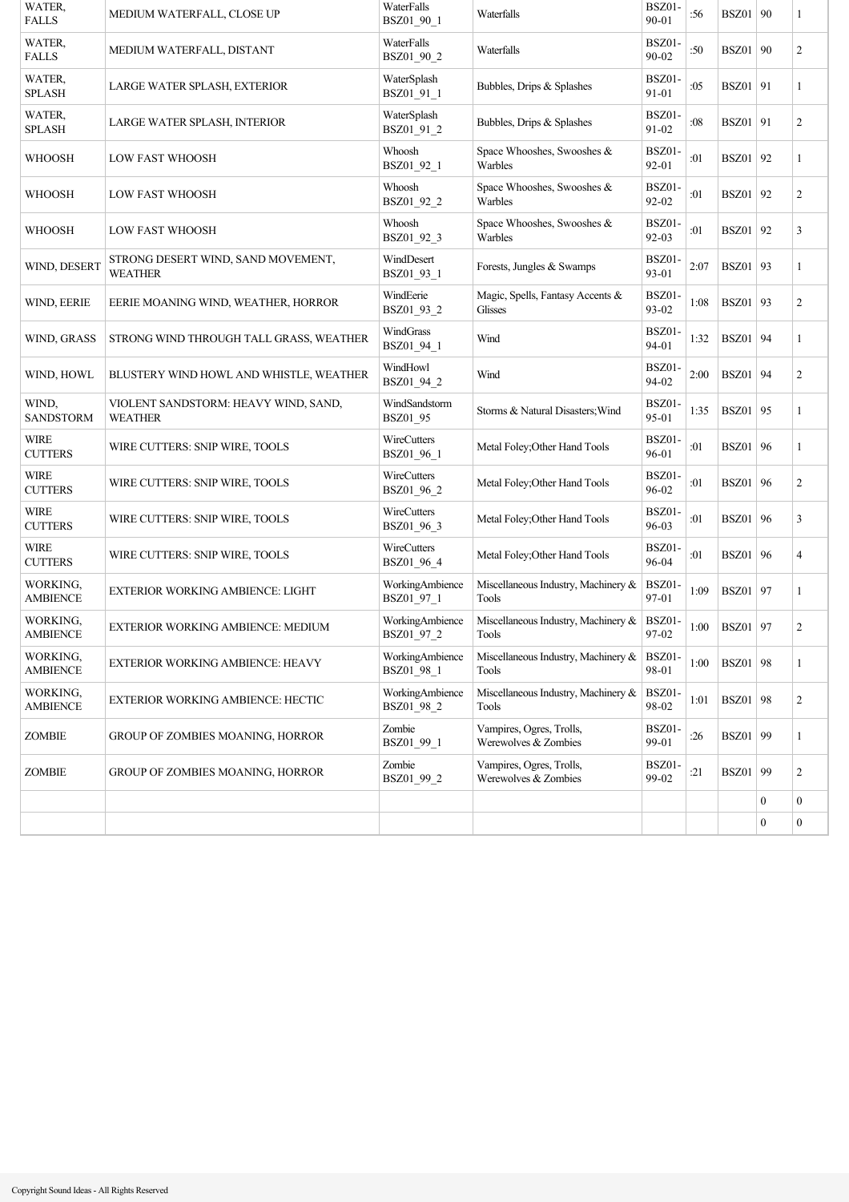| | | | | | | | | |
|---|---|---|---|---|---|---|---|---|
| WATER, FALLS | MEDIUM WATERFALL, CLOSE UP | WaterFalls BSZ01_90_1 | Waterfalls | BSZ01-90-01 | :56 | BSZ01 | 90 | 1 |
| WATER, FALLS | MEDIUM WATERFALL, DISTANT | WaterFalls BSZ01_90_2 | Waterfalls | BSZ01-90-02 | :50 | BSZ01 | 90 | 2 |
| WATER, SPLASH | LARGE WATER SPLASH, EXTERIOR | WaterSplash BSZ01_91_1 | Bubbles, Drips & Splashes | BSZ01-91-01 | :05 | BSZ01 | 91 | 1 |
| WATER, SPLASH | LARGE WATER SPLASH, INTERIOR | WaterSplash BSZ01_91_2 | Bubbles, Drips & Splashes | BSZ01-91-02 | :08 | BSZ01 | 91 | 2 |
| WHOOSH | LOW FAST WHOOSH | Whoosh BSZ01_92_1 | Space Whooshes, Swooshes & Warbles | BSZ01-92-01 | :01 | BSZ01 | 92 | 1 |
| WHOOSH | LOW FAST WHOOSH | Whoosh BSZ01_92_2 | Space Whooshes, Swooshes & Warbles | BSZ01-92-02 | :01 | BSZ01 | 92 | 2 |
| WHOOSH | LOW FAST WHOOSH | Whoosh BSZ01_92_3 | Space Whooshes, Swooshes & Warbles | BSZ01-92-03 | :01 | BSZ01 | 92 | 3 |
| WIND, DESERT | STRONG DESERT WIND, SAND MOVEMENT, WEATHER | WindDesert BSZ01_93_1 | Forests, Jungles & Swamps | BSZ01-93-01 | 2:07 | BSZ01 | 93 | 1 |
| WIND, EERIE | EERIE MOANING WIND, WEATHER, HORROR | WindEerie BSZ01_93_2 | Magic, Spells, Fantasy Accents & Glisses | BSZ01-93-02 | 1:08 | BSZ01 | 93 | 2 |
| WIND, GRASS | STRONG WIND THROUGH TALL GRASS, WEATHER | WindGrass BSZ01_94_1 | Wind | BSZ01-94-01 | 1:32 | BSZ01 | 94 | 1 |
| WIND, HOWL | BLUSTERY WIND HOWL AND WHISTLE, WEATHER | WindHowl BSZ01_94_2 | Wind | BSZ01-94-02 | 2:00 | BSZ01 | 94 | 2 |
| WIND, SANDSTORM | VIOLENT SANDSTORM: HEAVY WIND, SAND, WEATHER | WindSandstorm BSZ01_95 | Storms & Natural Disasters;Wind | BSZ01-95-01 | 1:35 | BSZ01 | 95 | 1 |
| WIRE CUTTERS | WIRE CUTTERS: SNIP WIRE, TOOLS | WireCutters BSZ01_96_1 | Metal Foley;Other Hand Tools | BSZ01-96-01 | :01 | BSZ01 | 96 | 1 |
| WIRE CUTTERS | WIRE CUTTERS: SNIP WIRE, TOOLS | WireCutters BSZ01_96_2 | Metal Foley;Other Hand Tools | BSZ01-96-02 | :01 | BSZ01 | 96 | 2 |
| WIRE CUTTERS | WIRE CUTTERS: SNIP WIRE, TOOLS | WireCutters BSZ01_96_3 | Metal Foley;Other Hand Tools | BSZ01-96-03 | :01 | BSZ01 | 96 | 3 |
| WIRE CUTTERS | WIRE CUTTERS: SNIP WIRE, TOOLS | WireCutters BSZ01_96_4 | Metal Foley;Other Hand Tools | BSZ01-96-04 | :01 | BSZ01 | 96 | 4 |
| WORKING, AMBIENCE | EXTERIOR WORKING AMBIENCE: LIGHT | WorkingAmbience BSZ01_97_1 | Miscellaneous Industry, Machinery & Tools | BSZ01-97-01 | 1:09 | BSZ01 | 97 | 1 |
| WORKING, AMBIENCE | EXTERIOR WORKING AMBIENCE: MEDIUM | WorkingAmbience BSZ01_97_2 | Miscellaneous Industry, Machinery & Tools | BSZ01-97-02 | 1:00 | BSZ01 | 97 | 2 |
| WORKING, AMBIENCE | EXTERIOR WORKING AMBIENCE: HEAVY | WorkingAmbience BSZ01_98_1 | Miscellaneous Industry, Machinery & Tools | BSZ01-98-01 | 1:00 | BSZ01 | 98 | 1 |
| WORKING, AMBIENCE | EXTERIOR WORKING AMBIENCE: HECTIC | WorkingAmbience BSZ01_98_2 | Miscellaneous Industry, Machinery & Tools | BSZ01-98-02 | 1:01 | BSZ01 | 98 | 2 |
| ZOMBIE | GROUP OF ZOMBIES MOANING, HORROR | Zombie BSZ01_99_1 | Vampires, Ogres, Trolls, Werewolves & Zombies | BSZ01-99-01 | :26 | BSZ01 | 99 | 1 |
| ZOMBIE | GROUP OF ZOMBIES MOANING, HORROR | Zombie BSZ01_99_2 | Vampires, Ogres, Trolls, Werewolves & Zombies | BSZ01-99-02 | :21 | BSZ01 | 99 | 2 |
| | | | | | | | 0 | 0 |
| | | | | | | | 0 | 0 |

Copyright Sound Ideas - All Rights Reserved